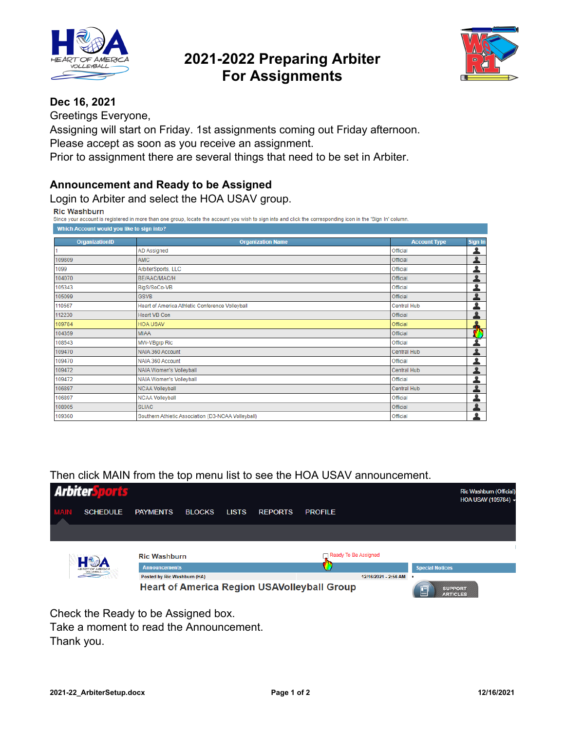# 2021-2022 Preparing Arbiter For Assignments

**Dec 16, 2021**

Greetings Everyone,
Assigning will start on Friday. 1st assignments coming out Friday afternoon.
Please accept as soon as you receive an assignment.
Prior to assignment there are several things that need to be set in Arbiter.

## Announcement and Ready to be Assigned

Login to Arbiter and select the HOA USAV group.

**Ric Washburn**
Since your account is registered in more then one group, locate the account you wish to sign into and click the corresponding icon in the 'Sign In' column.

**Which Account would you like to sign into?**

| OrganizationID | Organization Name | Account Type | Sign In |
|---|---|---|---|
| 1 | AD Assigned | Official | |
| 109809 | AMC | Official | |
| 1099 | ArbiterSports, LLC | Official | |
| 104070 | BE/AAC/MAC/H | Official | |
| 105343 | BigS/SoCo-VB | Official | |
| 105099 | GSVB | Official | |
| 110567 | Heart of America Athletic Conference Volleyball | Central Hub | |
| 112230 | Heart VB Con | Official | |
| 109784 | HOA USAV | Official | |
| 104359 | MIAA | Official | |
| 108543 | MW-VBgrp Ric | Official | |
| 109470 | NAIA 360 Account | Central Hub | |
| 109470 | NAIA 360 Account | Official | |
| 109472 | NAIA Women's Volleyball | Central Hub | |
| 109472 | NAIA Women's Volleyball | Official | |
| 106397 | NCAA Volleyball | Central Hub | |
| 106397 | NCAA Volleyball | Official | |
| 108905 | SLIAC | Official | |
| 109360 | Southern Athletic Association (D3-NCAA Volleyball) | Official | |

Then click MAIN from the top menu list to see the HOA USAV announcement.

ArbiterSports — Ric Washburn (Official) HOA USAV (109784)
MAIN SCHEDULE PAYMENTS BLOCKS LISTS REPORTS PROFILE

Ric Washburn — Ready To Be Assigned
Announcements — Special Notices
Posted by Ric Washburn (HA) 12/16/2021 - 2:56 AM
Heart of America Region USAVolleyball Group
SUPPORT ARTICLES

Check the Ready to be Assigned box.
Take a moment to read the Announcement.
Thank you.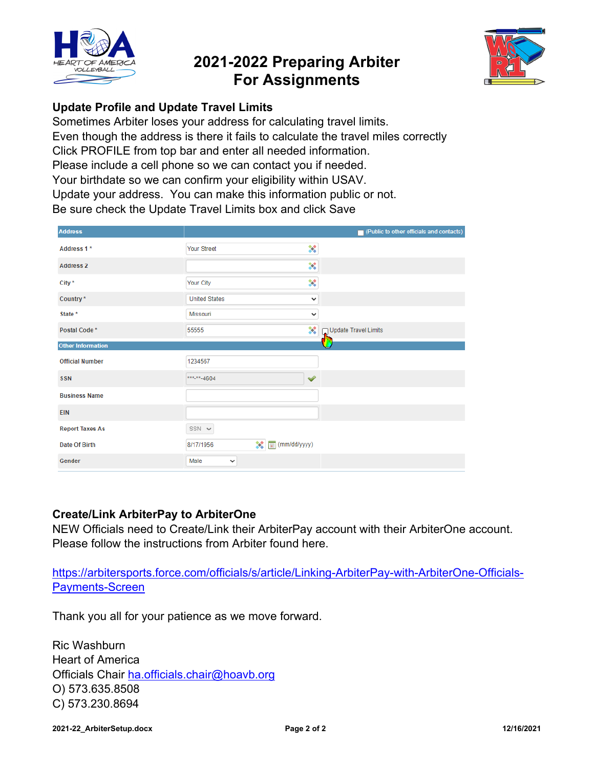# 2021-2022 Preparing Arbiter For Assignments

## Update Profile and Update Travel Limits

Sometimes Arbiter loses your address for calculating travel limits.
Even though the address is there it fails to calculate the travel miles correctly
Click PROFILE from top bar and enter all needed information.
Please include a cell phone so we can contact you if needed.
Your birthdate so we can confirm your eligibility within USAV.
Update your address. You can make this information public or not.
Be sure check the Update Travel Limits box and click Save

| Address | | (Public to other officials and contacts) |
|---|---|---|
| Address 1 * | Your Street | |
| Address 2 | | |
| City * | Your City | |
| Country * | United States | |
| State * | Missouri | |
| Postal Code * | 55555 | Update Travel Limits |
| **Other Information** | | |
| Official Number | 1234567 | |
| SSN | \*\*\*-\*\*-4604 | |
| Business Name | | |
| EIN | | |
| Report Taxes As | SSN | |
| Date Of Birth | 8/17/1956 | (mm/dd/yyyy) |
| Gender | Male | |

## Create/Link ArbiterPay to ArbiterOne

NEW Officials need to Create/Link their ArbiterPay account with their ArbiterOne account.
Please follow the instructions from Arbiter found here.

https://arbitersports.force.com/officials/s/article/Linking-ArbiterPay-with-ArbiterOne-Officials-Payments-Screen

Thank you all for your patience as we move forward.

Ric Washburn
Heart of America
Officials Chair ha.officials.chair@hoavb.org
O) 573.635.8508
C) 573.230.8694